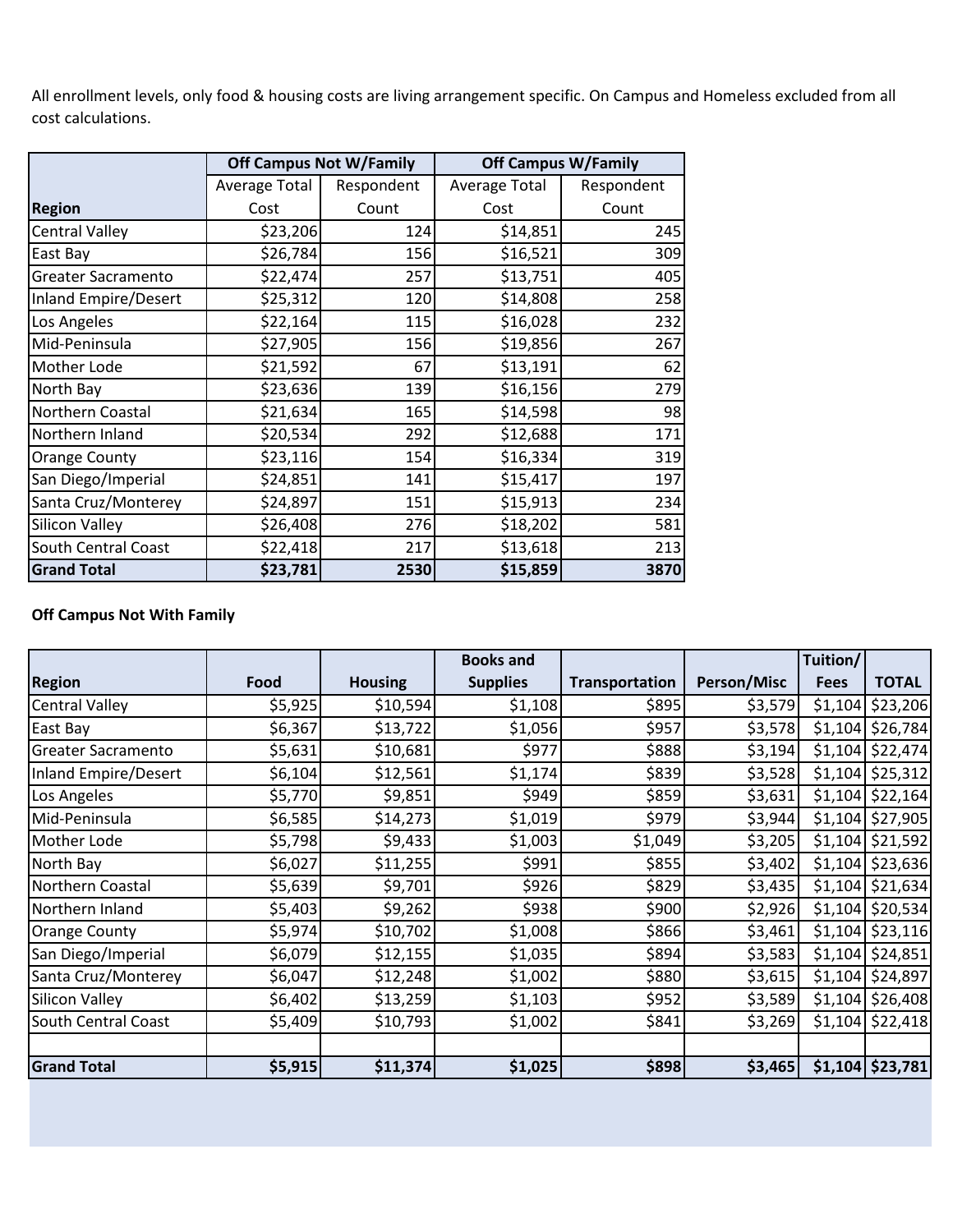All enrollment levels, only food & housing costs are living arrangement specific. On Campus and Homeless excluded from all cost calculations.

| | Off Campus Not W/Family | | Off Campus W/Family | |
|---|---|---|---|---|
| **Region** | Average Total Cost | Respondent Count | Average Total Cost | Respondent Count |
| Central Valley | $23,206 | 124 | $14,851 | 245 |
| East Bay | $26,784 | 156 | $16,521 | 309 |
| Greater Sacramento | $22,474 | 257 | $13,751 | 405 |
| Inland Empire/Desert | $25,312 | 120 | $14,808 | 258 |
| Los Angeles | $22,164 | 115 | $16,028 | 232 |
| Mid-Peninsula | $27,905 | 156 | $19,856 | 267 |
| Mother Lode | $21,592 | 67 | $13,191 | 62 |
| North Bay | $23,636 | 139 | $16,156 | 279 |
| Northern Coastal | $21,634 | 165 | $14,598 | 98 |
| Northern Inland | $20,534 | 292 | $12,688 | 171 |
| Orange County | $23,116 | 154 | $16,334 | 319 |
| San Diego/Imperial | $24,851 | 141 | $15,417 | 197 |
| Santa Cruz/Monterey | $24,897 | 151 | $15,913 | 234 |
| Silicon Valley | $26,408 | 276 | $18,202 | 581 |
| South Central Coast | $22,418 | 217 | $13,618 | 213 |
| **Grand Total** | **$23,781** | **2530** | **$15,859** | **3870** |

**Off Campus Not With Family**

| Region | Food | Housing | Books and Supplies | Transportation | Person/Misc | Tuition/ Fees | TOTAL |
|---|---|---|---|---|---|---|---|
| Central Valley | $5,925 | $10,594 | $1,108 | $895 | $3,579 | $1,104 | $23,206 |
| East Bay | $6,367 | $13,722 | $1,056 | $957 | $3,578 | $1,104 | $26,784 |
| Greater Sacramento | $5,631 | $10,681 | $977 | $888 | $3,194 | $1,104 | $22,474 |
| Inland Empire/Desert | $6,104 | $12,561 | $1,174 | $839 | $3,528 | $1,104 | $25,312 |
| Los Angeles | $5,770 | $9,851 | $949 | $859 | $3,631 | $1,104 | $22,164 |
| Mid-Peninsula | $6,585 | $14,273 | $1,019 | $979 | $3,944 | $1,104 | $27,905 |
| Mother Lode | $5,798 | $9,433 | $1,003 | $1,049 | $3,205 | $1,104 | $21,592 |
| North Bay | $6,027 | $11,255 | $991 | $855 | $3,402 | $1,104 | $23,636 |
| Northern Coastal | $5,639 | $9,701 | $926 | $829 | $3,435 | $1,104 | $21,634 |
| Northern Inland | $5,403 | $9,262 | $938 | $900 | $2,926 | $1,104 | $20,534 |
| Orange County | $5,974 | $10,702 | $1,008 | $866 | $3,461 | $1,104 | $23,116 |
| San Diego/Imperial | $6,079 | $12,155 | $1,035 | $894 | $3,583 | $1,104 | $24,851 |
| Santa Cruz/Monterey | $6,047 | $12,248 | $1,002 | $880 | $3,615 | $1,104 | $24,897 |
| Silicon Valley | $6,402 | $13,259 | $1,103 | $952 | $3,589 | $1,104 | $26,408 |
| South Central Coast | $5,409 | $10,793 | $1,002 | $841 | $3,269 | $1,104 | $22,418 |
| | | | | | | | |
| **Grand Total** | **$5,915** | **$11,374** | **$1,025** | **$898** | **$3,465** | **$1,104** | **$23,781** |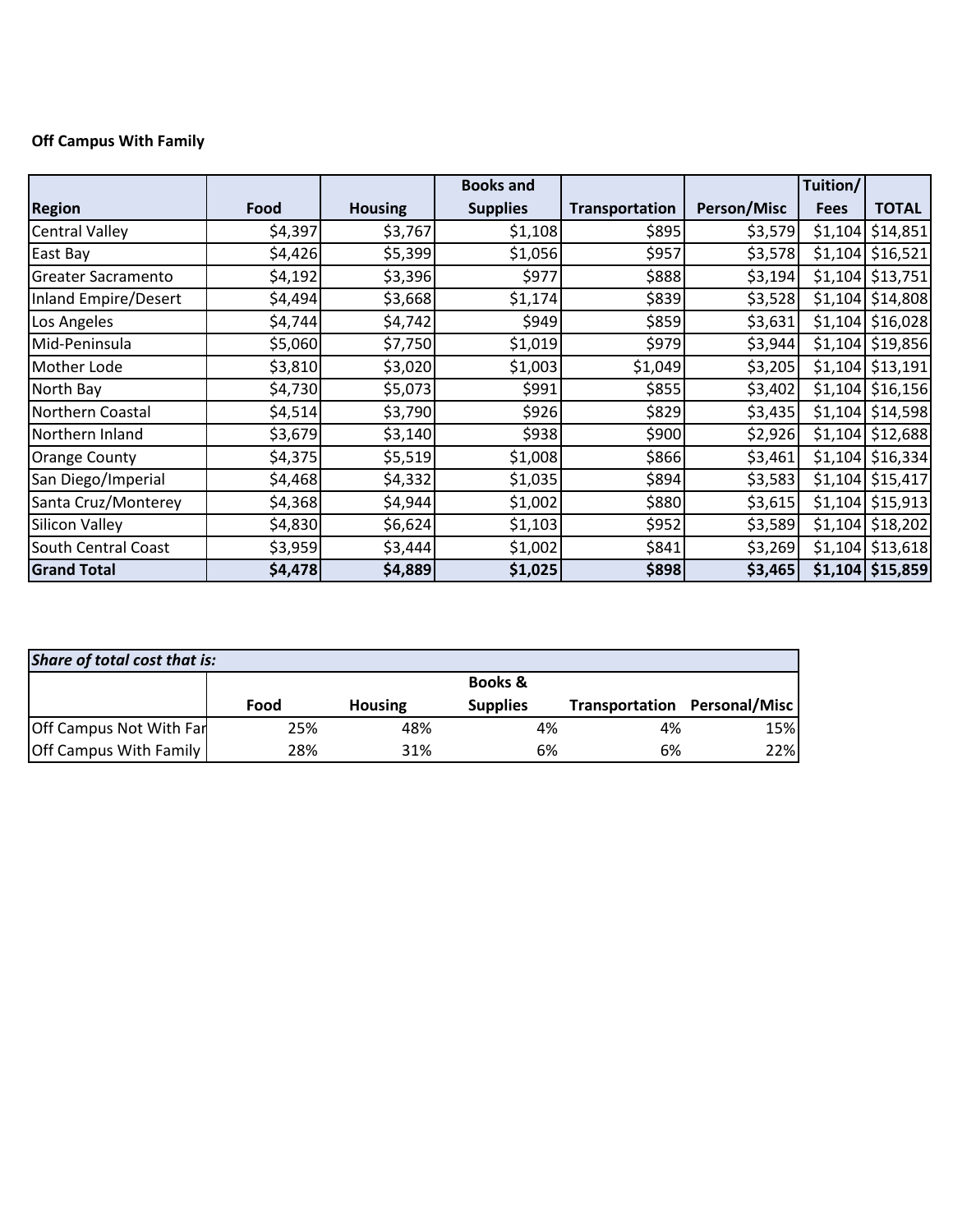**Off Campus With Family**

| Region | Food | Housing | Books and Supplies | Transportation | Person/Misc | Tuition/ Fees | TOTAL |
|---|---|---|---|---|---|---|---|
| Central Valley | $4,397 | $3,767 | $1,108 | $895 | $3,579 | $1,104 | $14,851 |
| East Bay | $4,426 | $5,399 | $1,056 | $957 | $3,578 | $1,104 | $16,521 |
| Greater Sacramento | $4,192 | $3,396 | $977 | $888 | $3,194 | $1,104 | $13,751 |
| Inland Empire/Desert | $4,494 | $3,668 | $1,174 | $839 | $3,528 | $1,104 | $14,808 |
| Los Angeles | $4,744 | $4,742 | $949 | $859 | $3,631 | $1,104 | $16,028 |
| Mid-Peninsula | $5,060 | $7,750 | $1,019 | $979 | $3,944 | $1,104 | $19,856 |
| Mother Lode | $3,810 | $3,020 | $1,003 | $1,049 | $3,205 | $1,104 | $13,191 |
| North Bay | $4,730 | $5,073 | $991 | $855 | $3,402 | $1,104 | $16,156 |
| Northern Coastal | $4,514 | $3,790 | $926 | $829 | $3,435 | $1,104 | $14,598 |
| Northern Inland | $3,679 | $3,140 | $938 | $900 | $2,926 | $1,104 | $12,688 |
| Orange County | $4,375 | $5,519 | $1,008 | $866 | $3,461 | $1,104 | $16,334 |
| San Diego/Imperial | $4,468 | $4,332 | $1,035 | $894 | $3,583 | $1,104 | $15,417 |
| Santa Cruz/Monterey | $4,368 | $4,944 | $1,002 | $880 | $3,615 | $1,104 | $15,913 |
| Silicon Valley | $4,830 | $6,624 | $1,103 | $952 | $3,589 | $1,104 | $18,202 |
| South Central Coast | $3,959 | $3,444 | $1,002 | $841 | $3,269 | $1,104 | $13,618 |
| **Grand Total** | **$4,478** | **$4,889** | **$1,025** | **$898** | **$3,465** | **$1,104** | **$15,859** |

| ***Share of total cost that is:*** | | | | | |
|---|---|---|---|---|---|
| | Food | Housing | Books & Supplies | Transportation | Personal/Misc |
| Off Campus Not With Far | 25% | 48% | 4% | 4% | 15% |
| Off Campus With Family | 28% | 31% | 6% | 6% | 22% |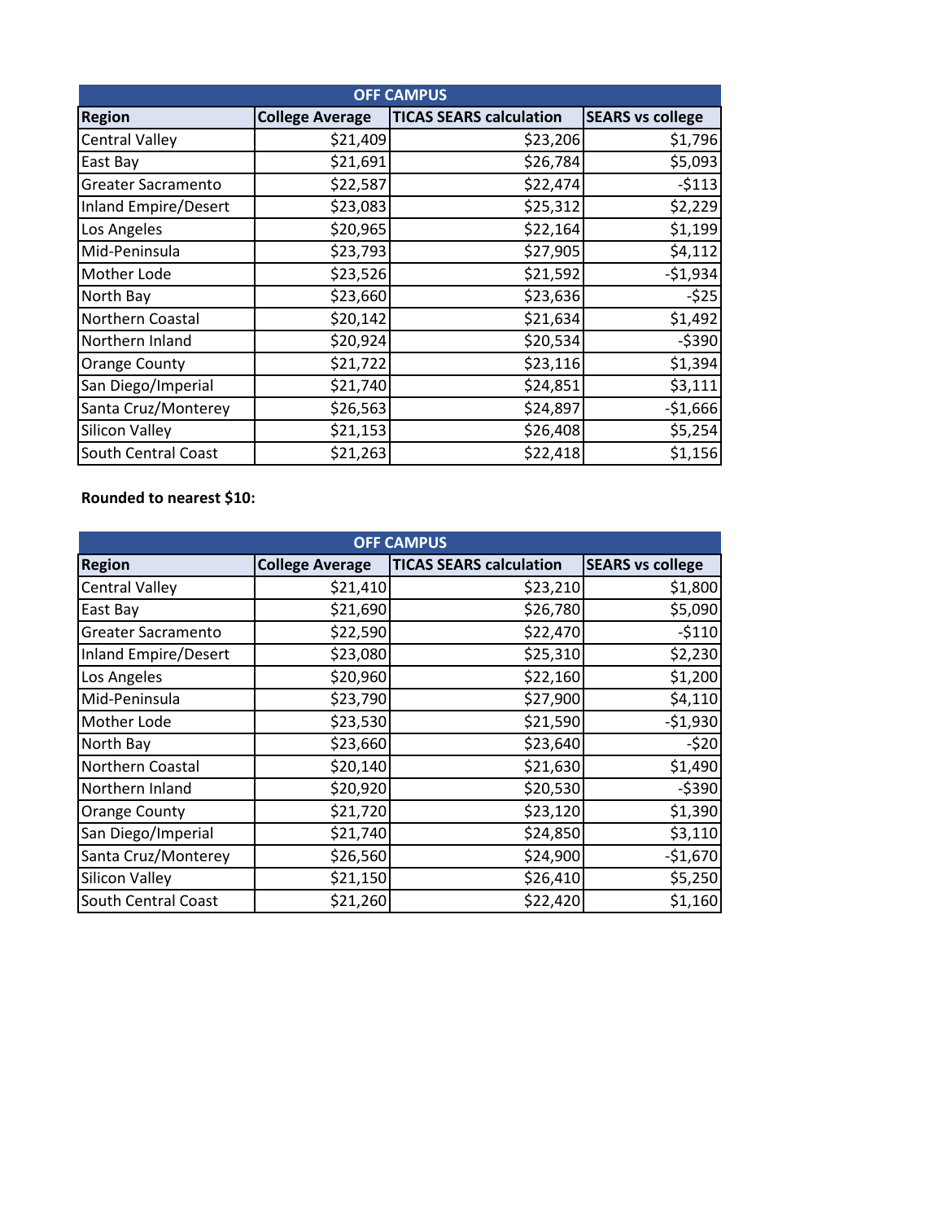| OFF CAMPUS | | | |
|---|---|---|---|
| **Region** | **College Average** | **TICAS SEARS calculation** | **SEARS vs college** |
| Central Valley | $21,409 | $23,206 | $1,796 |
| East Bay | $21,691 | $26,784 | $5,093 |
| Greater Sacramento | $22,587 | $22,474 | -$113 |
| Inland Empire/Desert | $23,083 | $25,312 | $2,229 |
| Los Angeles | $20,965 | $22,164 | $1,199 |
| Mid-Peninsula | $23,793 | $27,905 | $4,112 |
| Mother Lode | $23,526 | $21,592 | -$1,934 |
| North Bay | $23,660 | $23,636 | -$25 |
| Northern Coastal | $20,142 | $21,634 | $1,492 |
| Northern Inland | $20,924 | $20,534 | -$390 |
| Orange County | $21,722 | $23,116 | $1,394 |
| San Diego/Imperial | $21,740 | $24,851 | $3,111 |
| Santa Cruz/Monterey | $26,563 | $24,897 | -$1,666 |
| Silicon Valley | $21,153 | $26,408 | $5,254 |
| South Central Coast | $21,263 | $22,418 | $1,156 |

**Rounded to nearest $10:**

| OFF CAMPUS | | | |
|---|---|---|---|
| **Region** | **College Average** | **TICAS SEARS calculation** | **SEARS vs college** |
| Central Valley | $21,410 | $23,210 | $1,800 |
| East Bay | $21,690 | $26,780 | $5,090 |
| Greater Sacramento | $22,590 | $22,470 | -$110 |
| Inland Empire/Desert | $23,080 | $25,310 | $2,230 |
| Los Angeles | $20,960 | $22,160 | $1,200 |
| Mid-Peninsula | $23,790 | $27,900 | $4,110 |
| Mother Lode | $23,530 | $21,590 | -$1,930 |
| North Bay | $23,660 | $23,640 | -$20 |
| Northern Coastal | $20,140 | $21,630 | $1,490 |
| Northern Inland | $20,920 | $20,530 | -$390 |
| Orange County | $21,720 | $23,120 | $1,390 |
| San Diego/Imperial | $21,740 | $24,850 | $3,110 |
| Santa Cruz/Monterey | $26,560 | $24,900 | -$1,670 |
| Silicon Valley | $21,150 | $26,410 | $5,250 |
| South Central Coast | $21,260 | $22,420 | $1,160 |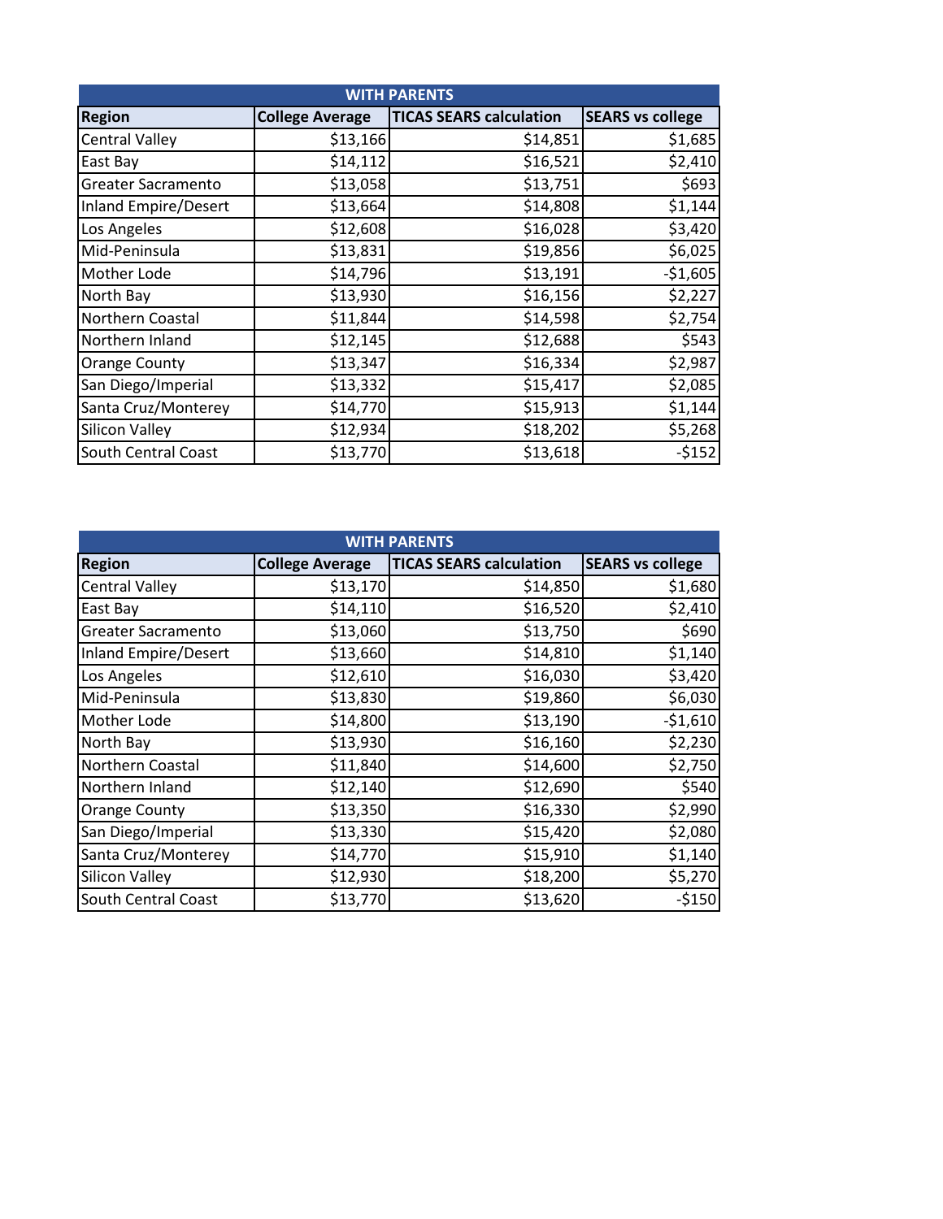| WITH PARENTS | | | |
|---|---|---|---|
| **Region** | **College Average** | **TICAS SEARS calculation** | **SEARS vs college** |
| Central Valley | $13,166 | $14,851 | $1,685 |
| East Bay | $14,112 | $16,521 | $2,410 |
| Greater Sacramento | $13,058 | $13,751 | $693 |
| Inland Empire/Desert | $13,664 | $14,808 | $1,144 |
| Los Angeles | $12,608 | $16,028 | $3,420 |
| Mid-Peninsula | $13,831 | $19,856 | $6,025 |
| Mother Lode | $14,796 | $13,191 | -$1,605 |
| North Bay | $13,930 | $16,156 | $2,227 |
| Northern Coastal | $11,844 | $14,598 | $2,754 |
| Northern Inland | $12,145 | $12,688 | $543 |
| Orange County | $13,347 | $16,334 | $2,987 |
| San Diego/Imperial | $13,332 | $15,417 | $2,085 |
| Santa Cruz/Monterey | $14,770 | $15,913 | $1,144 |
| Silicon Valley | $12,934 | $18,202 | $5,268 |
| South Central Coast | $13,770 | $13,618 | -$152 |

| WITH PARENTS | | | |
|---|---|---|---|
| **Region** | **College Average** | **TICAS SEARS calculation** | **SEARS vs college** |
| Central Valley | $13,170 | $14,850 | $1,680 |
| East Bay | $14,110 | $16,520 | $2,410 |
| Greater Sacramento | $13,060 | $13,750 | $690 |
| Inland Empire/Desert | $13,660 | $14,810 | $1,140 |
| Los Angeles | $12,610 | $16,030 | $3,420 |
| Mid-Peninsula | $13,830 | $19,860 | $6,030 |
| Mother Lode | $14,800 | $13,190 | -$1,610 |
| North Bay | $13,930 | $16,160 | $2,230 |
| Northern Coastal | $11,840 | $14,600 | $2,750 |
| Northern Inland | $12,140 | $12,690 | $540 |
| Orange County | $13,350 | $16,330 | $2,990 |
| San Diego/Imperial | $13,330 | $15,420 | $2,080 |
| Santa Cruz/Monterey | $14,770 | $15,910 | $1,140 |
| Silicon Valley | $12,930 | $18,200 | $5,270 |
| South Central Coast | $13,770 | $13,620 | -$150 |